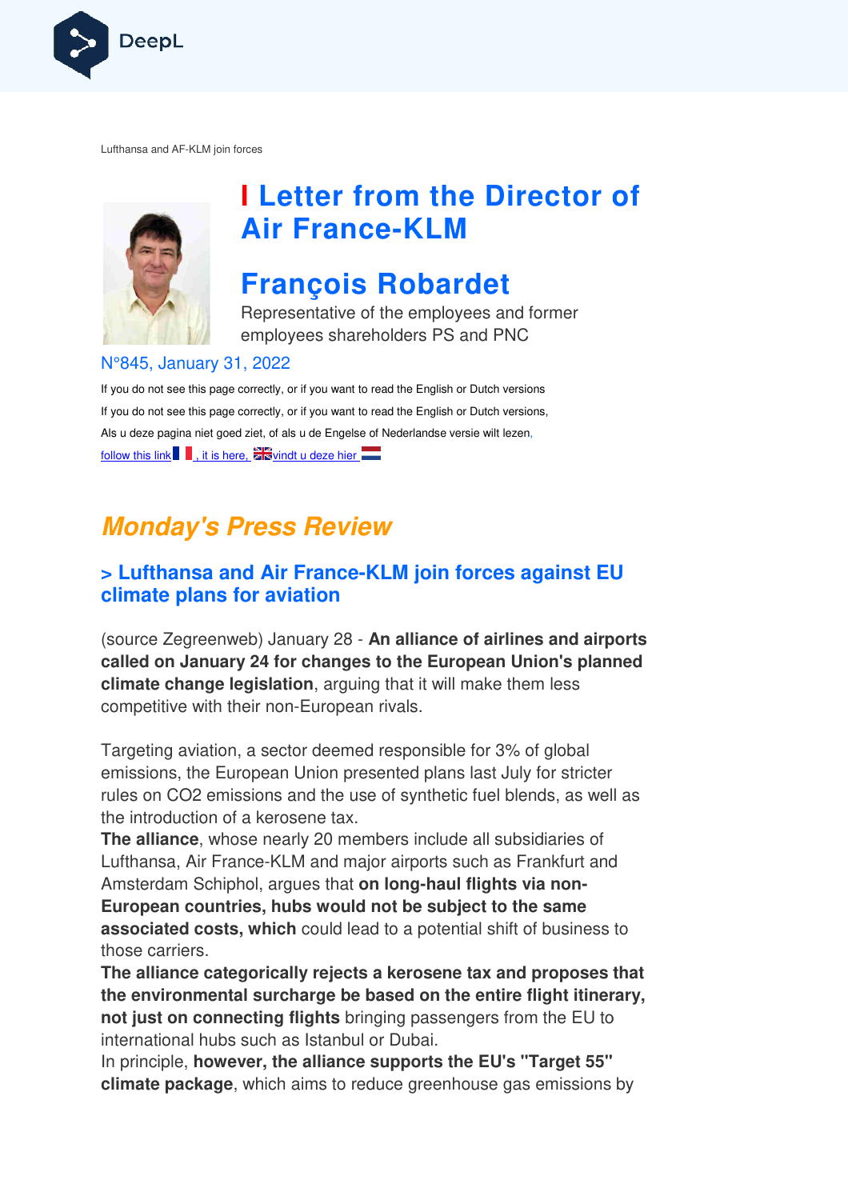Lufthansa and AF-KLM join forces

# Letter from the Director of Air France-KLM

## François Robardet

Representative of the employees and former employees shareholders PS and PNC

N°845, January 31, 2022

If you do not see this page correctly, or if you want to read the English or Dutch versions

If you do not see this page correctly, or if you want to read the English or Dutch versions,

Als u deze pagina niet goed ziet, of als u de Engelse of Nederlandse versie wilt lezen,

follow this link , it is here, vindt u deze hier

# *Monday's Press Review*

### > Lufthansa and Air France-KLM join forces against EU climate plans for aviation

(source Zegreenweb) January 28 - **An alliance of airlines and airports called on January 24 for changes to the European Union's planned climate change legislation**, arguing that it will make them less competitive with their non-European rivals.

Targeting aviation, a sector deemed responsible for 3% of global emissions, the European Union presented plans last July for stricter rules on $CO_2$ emissions and the use of synthetic fuel blends, as well as the introduction of a kerosene tax.

**The alliance**, whose nearly 20 members include all subsidiaries of Lufthansa, Air France-KLM and major airports such as Frankfurt and Amsterdam Schiphol, argues that **on long-haul flights via non-European countries, hubs would not be subject to the same associated costs, which** could lead to a potential shift of business to those carriers.

**The alliance categorically rejects a kerosene tax and proposes that the environmental surcharge be based on the entire flight itinerary, not just on connecting flights** bringing passengers from the EU to international hubs such as Istanbul or Dubai.

In principle, **however, the alliance supports the EU's "Target 55" climate package**, which aims to reduce greenhouse gas emissions by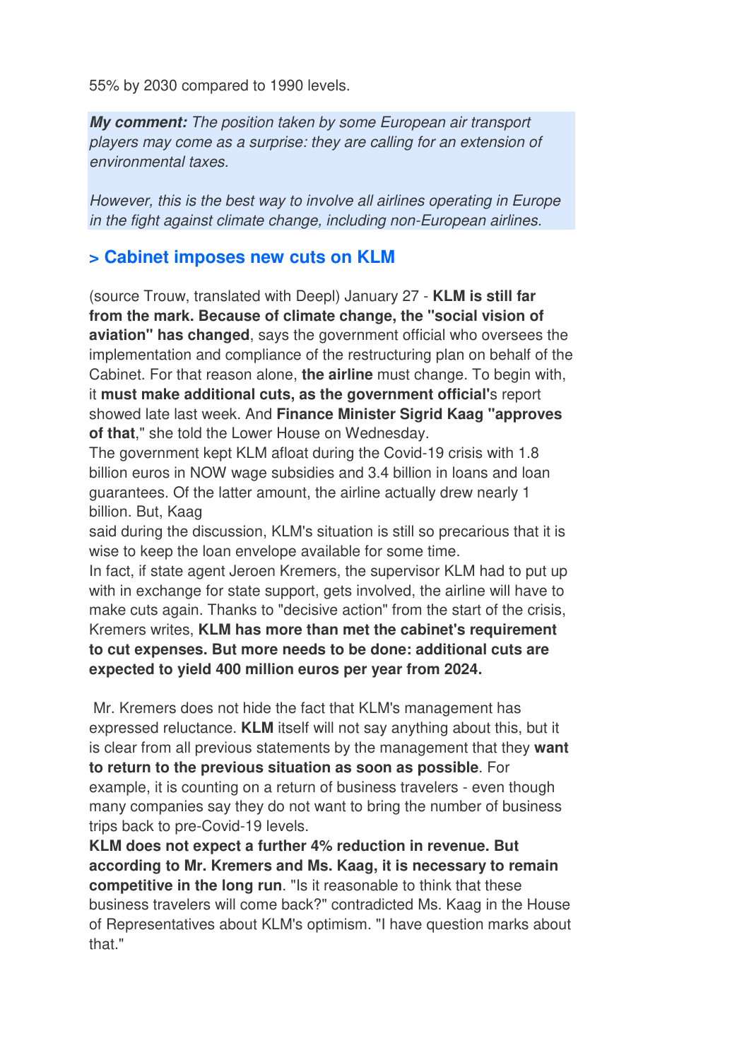55% by 2030 compared to 1990 levels.

***My comment:*** *The position taken by some European air transport players may come as a surprise: they are calling for an extension of environmental taxes.*

*However, this is the best way to involve all airlines operating in Europe in the fight against climate change, including non-European airlines.*

### > Cabinet imposes new cuts on KLM

(source Trouw, translated with Deepl) January 27 - **KLM is still far from the mark. Because of climate change, the "social vision of aviation" has changed**, says the government official who oversees the implementation and compliance of the restructuring plan on behalf of the Cabinet. For that reason alone, **the airline** must change. To begin with, it **must make additional cuts, as the government official'**s report showed late last week. And **Finance Minister Sigrid Kaag "approves of that**," she told the Lower House on Wednesday.
The government kept KLM afloat during the Covid-19 crisis with 1.8 billion euros in NOW wage subsidies and 3.4 billion in loans and loan guarantees. Of the latter amount, the airline actually drew nearly 1 billion. But, Kaag
said during the discussion, KLM's situation is still so precarious that it is wise to keep the loan envelope available for some time.
In fact, if state agent Jeroen Kremers, the supervisor KLM had to put up with in exchange for state support, gets involved, the airline will have to make cuts again. Thanks to "decisive action" from the start of the crisis, Kremers writes, **KLM has more than met the cabinet's requirement to cut expenses. But more needs to be done: additional cuts are expected to yield 400 million euros per year from 2024.**

Mr. Kremers does not hide the fact that KLM's management has expressed reluctance. **KLM** itself will not say anything about this, but it is clear from all previous statements by the management that they **want to return to the previous situation as soon as possible**. For example, it is counting on a return of business travelers - even though many companies say they do not want to bring the number of business trips back to pre-Covid-19 levels.
**KLM does not expect a further 4% reduction in revenue. But according to Mr. Kremers and Ms. Kaag, it is necessary to remain competitive in the long run**. "Is it reasonable to think that these business travelers will come back?" contradicted Ms. Kaag in the House of Representatives about KLM's optimism. "I have question marks about that."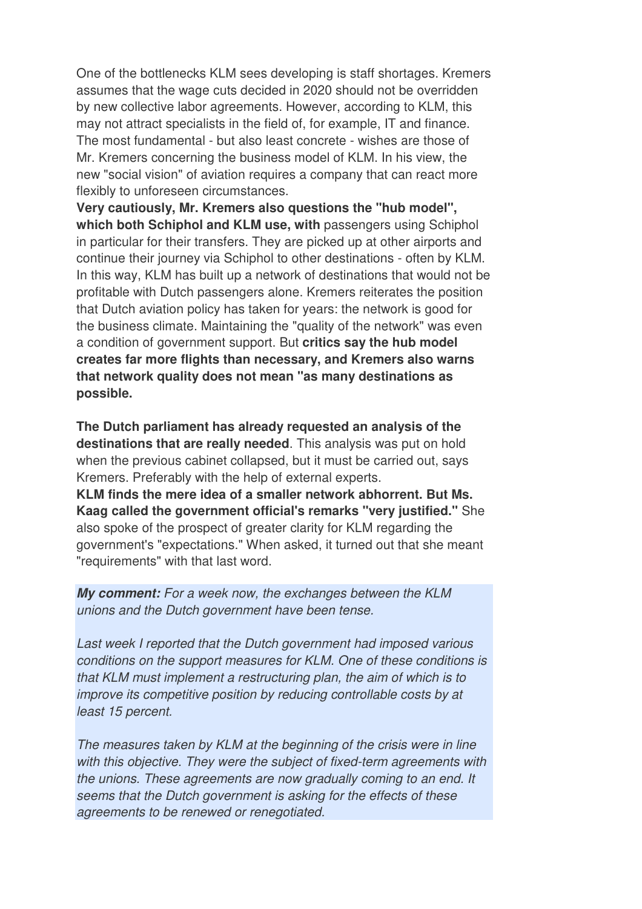One of the bottlenecks KLM sees developing is staff shortages. Kremers assumes that the wage cuts decided in 2020 should not be overridden by new collective labor agreements. However, according to KLM, this may not attract specialists in the field of, for example, IT and finance. The most fundamental - but also least concrete - wishes are those of Mr. Kremers concerning the business model of KLM. In his view, the new "social vision" of aviation requires a company that can react more flexibly to unforeseen circumstances.

**Very cautiously, Mr. Kremers also questions the "hub model", which both Schiphol and KLM use, with** passengers using Schiphol in particular for their transfers. They are picked up at other airports and continue their journey via Schiphol to other destinations - often by KLM. In this way, KLM has built up a network of destinations that would not be profitable with Dutch passengers alone. Kremers reiterates the position that Dutch aviation policy has taken for years: the network is good for the business climate. Maintaining the "quality of the network" was even a condition of government support. But **critics say the hub model creates far more flights than necessary, and Kremers also warns that network quality does not mean "as many destinations as possible.**

**The Dutch parliament has already requested an analysis of the destinations that are really needed**. This analysis was put on hold when the previous cabinet collapsed, but it must be carried out, says Kremers. Preferably with the help of external experts.

**KLM finds the mere idea of a smaller network abhorrent. But Ms. Kaag called the government official's remarks "very justified."** She also spoke of the prospect of greater clarity for KLM regarding the government's "expectations." When asked, it turned out that she meant "requirements" with that last word.

***My comment:*** *For a week now, the exchanges between the KLM unions and the Dutch government have been tense.*

*Last week I reported that the Dutch government had imposed various conditions on the support measures for KLM. One of these conditions is that KLM must implement a restructuring plan, the aim of which is to improve its competitive position by reducing controllable costs by at least 15 percent.*

*The measures taken by KLM at the beginning of the crisis were in line with this objective. They were the subject of fixed-term agreements with the unions. These agreements are now gradually coming to an end. It seems that the Dutch government is asking for the effects of these agreements to be renewed or renegotiated.*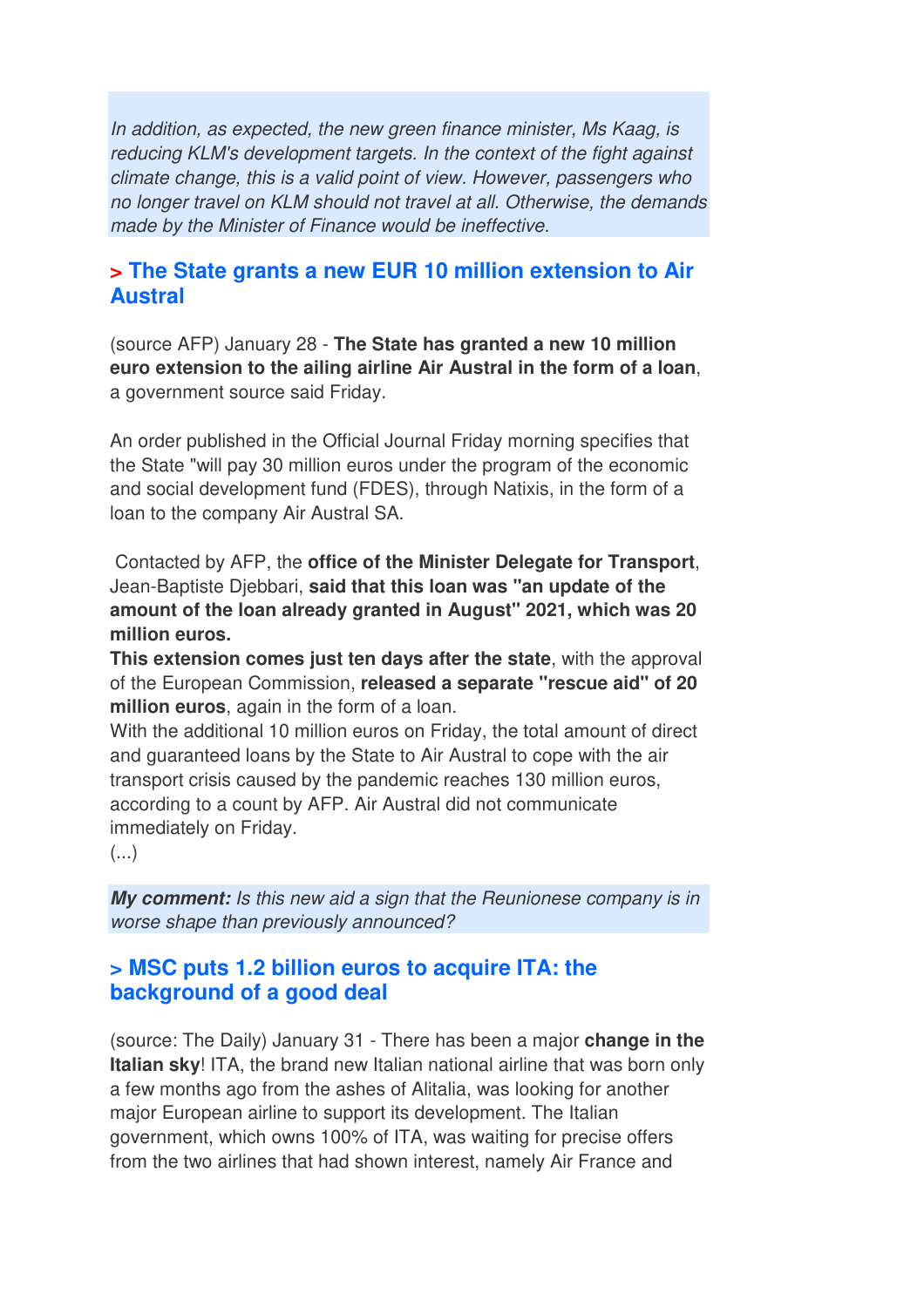*In addition, as expected, the new green finance minister, Ms Kaag, is reducing KLM's development targets. In the context of the fight against climate change, this is a valid point of view. However, passengers who no longer travel on KLM should not travel at all. Otherwise, the demands made by the Minister of Finance would be ineffective.*

## > The State grants a new EUR 10 million extension to Air Austral

(source AFP) January 28 - **The State has granted a new 10 million euro extension to the ailing airline Air Austral in the form of a loan**, a government source said Friday.

An order published in the Official Journal Friday morning specifies that the State "will pay 30 million euros under the program of the economic and social development fund (FDES), through Natixis, in the form of a loan to the company Air Austral SA.

Contacted by AFP, the **office of the Minister Delegate for Transport**, Jean-Baptiste Djebbari, **said that this loan was "an update of the amount of the loan already granted in August" 2021, which was 20 million euros.**
**This extension comes just ten days after the state**, with the approval of the European Commission, **released a separate "rescue aid" of 20 million euros**, again in the form of a loan.
With the additional 10 million euros on Friday, the total amount of direct and guaranteed loans by the State to Air Austral to cope with the air transport crisis caused by the pandemic reaches 130 million euros, according to a count by AFP. Air Austral did not communicate immediately on Friday.
(...)

***My comment:*** *Is this new aid a sign that the Reunionese company is in worse shape than previously announced?*

## > MSC puts 1.2 billion euros to acquire ITA: the background of a good deal

(source: The Daily) January 31 - There has been a major **change in the Italian sky**! ITA, the brand new Italian national airline that was born only a few months ago from the ashes of Alitalia, was looking for another major European airline to support its development. The Italian government, which owns 100% of ITA, was waiting for precise offers from the two airlines that had shown interest, namely Air France and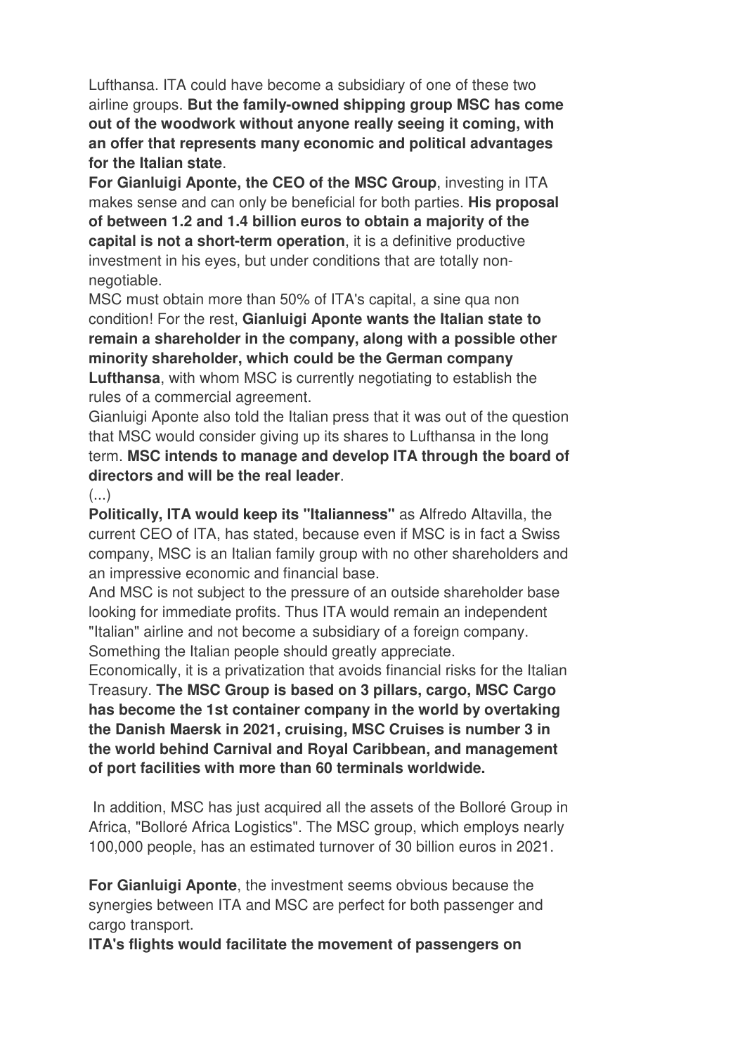Lufthansa. ITA could have become a subsidiary of one of these two airline groups. **But the family-owned shipping group MSC has come out of the woodwork without anyone really seeing it coming, with an offer that represents many economic and political advantages for the Italian state**.

**For Gianluigi Aponte, the CEO of the MSC Group**, investing in ITA makes sense and can only be beneficial for both parties. **His proposal of between 1.2 and 1.4 billion euros to obtain a majority of the capital is not a short-term operation**, it is a definitive productive investment in his eyes, but under conditions that are totally non-negotiable.

MSC must obtain more than 50% of ITA's capital, a sine qua non condition! For the rest, **Gianluigi Aponte wants the Italian state to remain a shareholder in the company, along with a possible other minority shareholder, which could be the German company Lufthansa**, with whom MSC is currently negotiating to establish the rules of a commercial agreement.

Gianluigi Aponte also told the Italian press that it was out of the question that MSC would consider giving up its shares to Lufthansa in the long term. **MSC intends to manage and develop ITA through the board of directors and will be the real leader**.

(...)

**Politically, ITA would keep its "Italianness"** as Alfredo Altavilla, the current CEO of ITA, has stated, because even if MSC is in fact a Swiss company, MSC is an Italian family group with no other shareholders and an impressive economic and financial base.

And MSC is not subject to the pressure of an outside shareholder base looking for immediate profits. Thus ITA would remain an independent "Italian" airline and not become a subsidiary of a foreign company. Something the Italian people should greatly appreciate.

Economically, it is a privatization that avoids financial risks for the Italian Treasury. **The MSC Group is based on 3 pillars, cargo, MSC Cargo has become the 1st container company in the world by overtaking the Danish Maersk in 2021, cruising, MSC Cruises is number 3 in the world behind Carnival and Royal Caribbean, and management of port facilities with more than 60 terminals worldwide.**

In addition, MSC has just acquired all the assets of the Bolloré Group in Africa, "Bolloré Africa Logistics". The MSC group, which employs nearly 100,000 people, has an estimated turnover of 30 billion euros in 2021.

**For Gianluigi Aponte**, the investment seems obvious because the synergies between ITA and MSC are perfect for both passenger and cargo transport.

**ITA's flights would facilitate the movement of passengers on**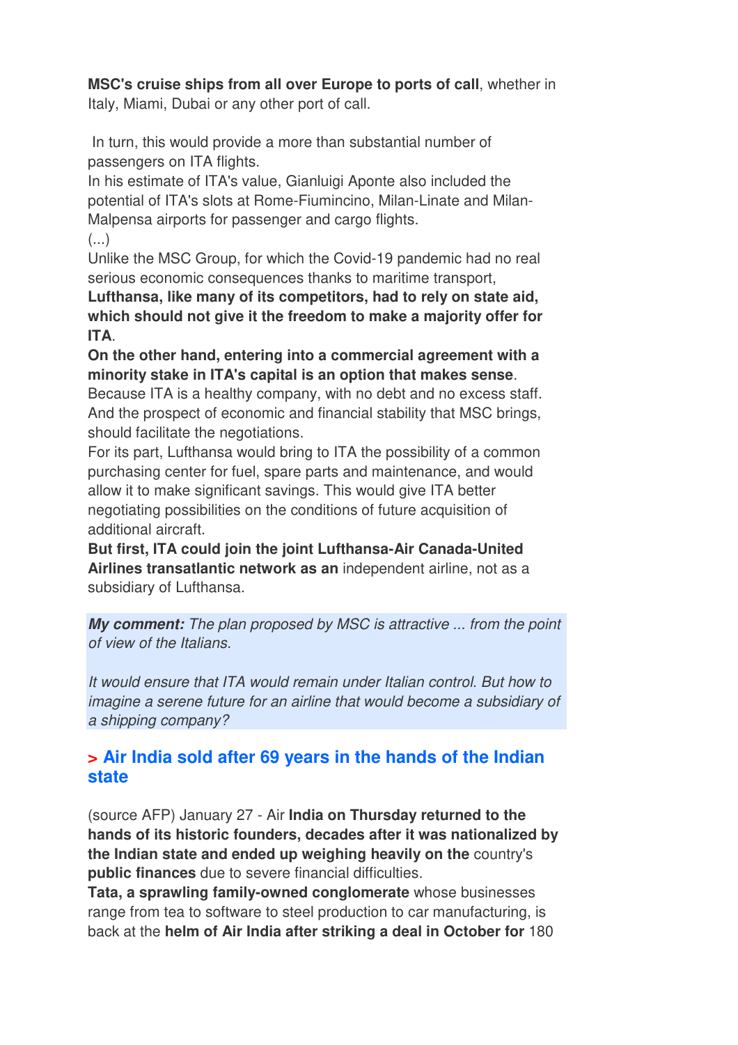**MSC's cruise ships from all over Europe to ports of call**, whether in Italy, Miami, Dubai or any other port of call.

In turn, this would provide a more than substantial number of passengers on ITA flights.
In his estimate of ITA's value, Gianluigi Aponte also included the potential of ITA's slots at Rome-Fiumincino, Milan-Linate and Milan-Malpensa airports for passenger and cargo flights.
(...)
Unlike the MSC Group, for which the Covid-19 pandemic had no real serious economic consequences thanks to maritime transport, **Lufthansa, like many of its competitors, had to rely on state aid, which should not give it the freedom to make a majority offer for ITA**.
**On the other hand, entering into a commercial agreement with a minority stake in ITA's capital is an option that makes sense**.
Because ITA is a healthy company, with no debt and no excess staff. And the prospect of economic and financial stability that MSC brings, should facilitate the negotiations.
For its part, Lufthansa would bring to ITA the possibility of a common purchasing center for fuel, spare parts and maintenance, and would allow it to make significant savings. This would give ITA better negotiating possibilities on the conditions of future acquisition of additional aircraft.
**But first, ITA could join the joint Lufthansa-Air Canada-United Airlines transatlantic network as an** independent airline, not as a subsidiary of Lufthansa.

***My comment:*** *The plan proposed by MSC is attractive ... from the point of view of the Italians.*

*It would ensure that ITA would remain under Italian control. But how to imagine a serene future for an airline that would become a subsidiary of a shipping company?*

## > Air India sold after 69 years in the hands of the Indian state

(source AFP) January 27 - Air **India on Thursday returned to the hands of its historic founders, decades after it was nationalized by the Indian state and ended up weighing heavily on the** country's **public finances** due to severe financial difficulties.
**Tata, a sprawling family-owned conglomerate** whose businesses range from tea to software to steel production to car manufacturing, is back at the **helm of Air India after striking a deal in October for** 180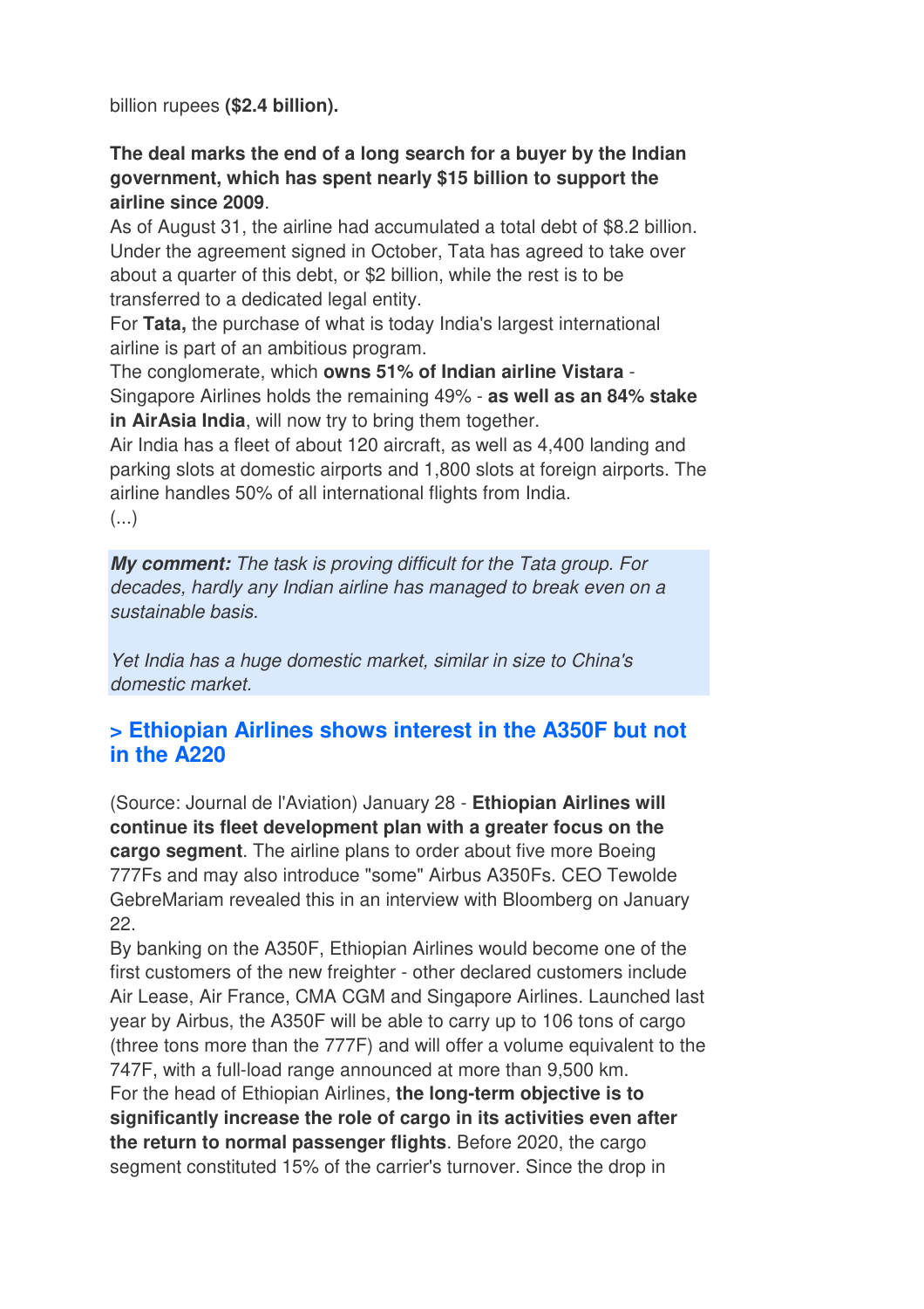billion rupees **($2.4 billion).**

**The deal marks the end of a long search for a buyer by the Indian government, which has spent nearly $15 billion to support the airline since 2009**.
As of August 31, the airline had accumulated a total debt of $8.2 billion. Under the agreement signed in October, Tata has agreed to take over about a quarter of this debt, or $2 billion, while the rest is to be transferred to a dedicated legal entity.
For **Tata,** the purchase of what is today India's largest international airline is part of an ambitious program.
The conglomerate, which **owns 51% of Indian airline Vistara** - Singapore Airlines holds the remaining 49% - **as well as an 84% stake in AirAsia India**, will now try to bring them together.
Air India has a fleet of about 120 aircraft, as well as 4,400 landing and parking slots at domestic airports and 1,800 slots at foreign airports. The airline handles 50% of all international flights from India.
(...)

***My comment:*** *The task is proving difficult for the Tata group. For decades, hardly any Indian airline has managed to break even on a sustainable basis.*

*Yet India has a huge domestic market, similar in size to China's domestic market.*

## > Ethiopian Airlines shows interest in the A350F but not in the A220

(Source: Journal de l'Aviation) January 28 - **Ethiopian Airlines will continue its fleet development plan with a greater focus on the cargo segment**. The airline plans to order about five more Boeing 777Fs and may also introduce "some" Airbus A350Fs. CEO Tewolde GebreMariam revealed this in an interview with Bloomberg on January 22.
By banking on the A350F, Ethiopian Airlines would become one of the first customers of the new freighter - other declared customers include Air Lease, Air France, CMA CGM and Singapore Airlines. Launched last year by Airbus, the A350F will be able to carry up to 106 tons of cargo (three tons more than the 777F) and will offer a volume equivalent to the 747F, with a full-load range announced at more than 9,500 km.
For the head of Ethiopian Airlines, **the long-term objective is to significantly increase the role of cargo in its activities even after the return to normal passenger flights**. Before 2020, the cargo segment constituted 15% of the carrier's turnover. Since the drop in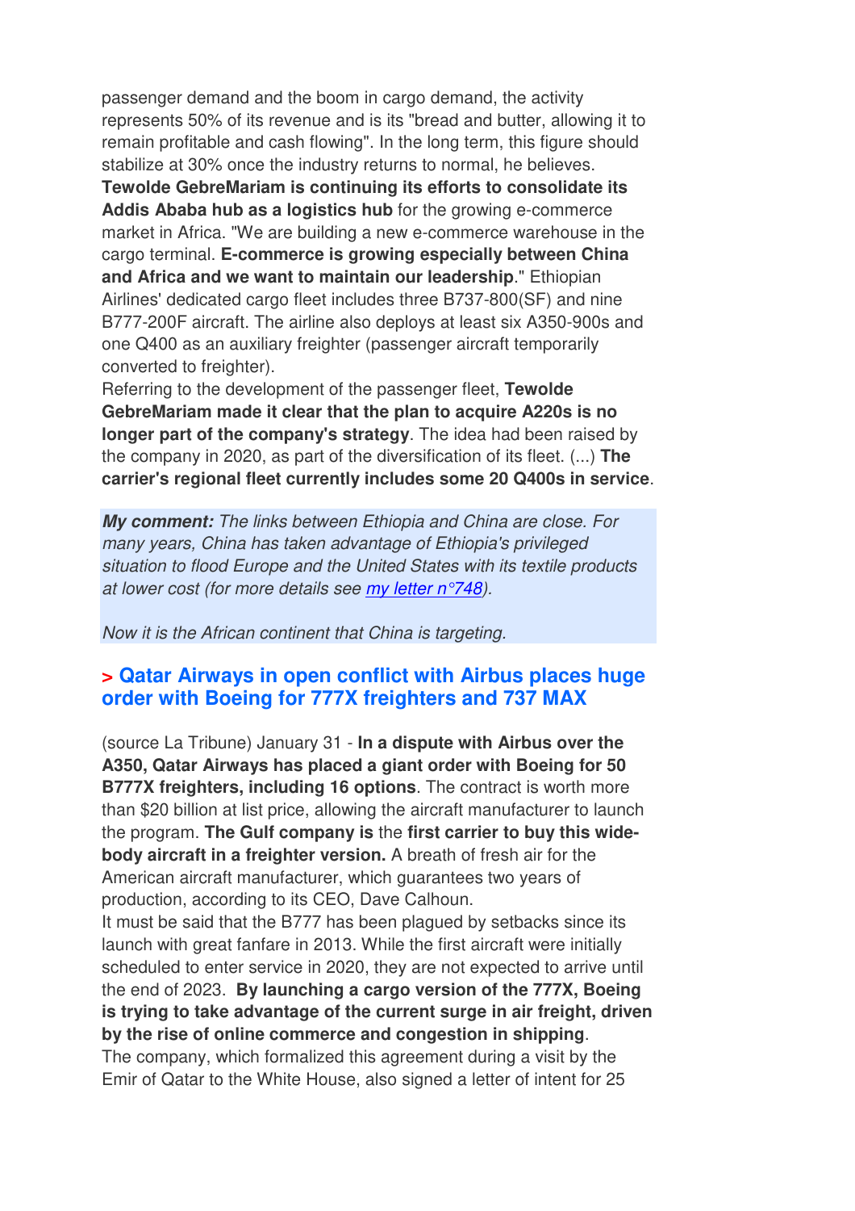passenger demand and the boom in cargo demand, the activity represents 50% of its revenue and is its "bread and butter, allowing it to remain profitable and cash flowing". In the long term, this figure should stabilize at 30% once the industry returns to normal, he believes. **Tewolde GebreMariam is continuing its efforts to consolidate its Addis Ababa hub as a logistics hub** for the growing e-commerce market in Africa. "We are building a new e-commerce warehouse in the cargo terminal. **E-commerce is growing especially between China and Africa and we want to maintain our leadership**." Ethiopian Airlines' dedicated cargo fleet includes three B737-800(SF) and nine B777-200F aircraft. The airline also deploys at least six A350-900s and one Q400 as an auxiliary freighter (passenger aircraft temporarily converted to freighter).
Referring to the development of the passenger fleet, **Tewolde GebreMariam made it clear that the plan to acquire A220s is no longer part of the company's strategy**. The idea had been raised by the company in 2020, as part of the diversification of its fleet. (...) **The carrier's regional fleet currently includes some 20 Q400s in service**.

***My comment:*** *The links between Ethiopia and China are close. For many years, China has taken advantage of Ethiopia's privileged situation to flood Europe and the United States with its textile products at lower cost (for more details see [my letter n°748]()).*

*Now it is the African continent that China is targeting.*

## > Qatar Airways in open conflict with Airbus places huge order with Boeing for 777X freighters and 737 MAX

(source La Tribune) January 31 - **In a dispute with Airbus over the A350, Qatar Airways has placed a giant order with Boeing for 50 B777X freighters, including 16 options**. The contract is worth more than $20 billion at list price, allowing the aircraft manufacturer to launch the program. **The Gulf company is** the **first carrier to buy this wide-body aircraft in a freighter version.** A breath of fresh air for the American aircraft manufacturer, which guarantees two years of production, according to its CEO, Dave Calhoun.
It must be said that the B777 has been plagued by setbacks since its launch with great fanfare in 2013. While the first aircraft were initially scheduled to enter service in 2020, they are not expected to arrive until the end of 2023. **By launching a cargo version of the 777X, Boeing is trying to take advantage of the current surge in air freight, driven by the rise of online commerce and congestion in shipping**.
The company, which formalized this agreement during a visit by the Emir of Qatar to the White House, also signed a letter of intent for 25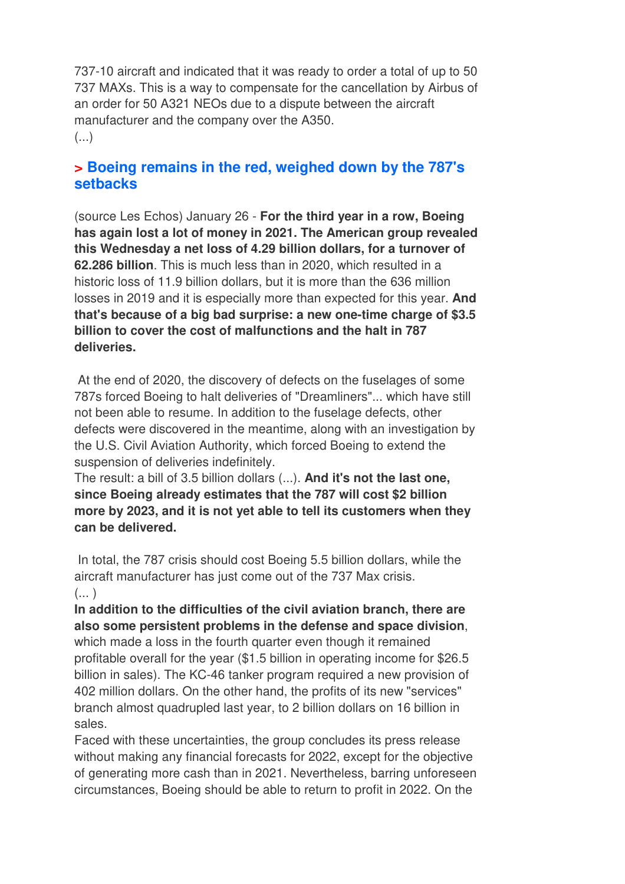737-10 aircraft and indicated that it was ready to order a total of up to 50 737 MAXs. This is a way to compensate for the cancellation by Airbus of an order for 50 A321 NEOs due to a dispute between the aircraft manufacturer and the company over the A350.
(...)

## > Boeing remains in the red, weighed down by the 787's setbacks

(source Les Echos) January 26 - **For the third year in a row, Boeing has again lost a lot of money in 2021. The American group revealed this Wednesday a net loss of 4.29 billion dollars, for a turnover of 62.286 billion**. This is much less than in 2020, which resulted in a historic loss of 11.9 billion dollars, but it is more than the 636 million losses in 2019 and it is especially more than expected for this year. **And that's because of a big bad surprise: a new one-time charge of $3.5 billion to cover the cost of malfunctions and the halt in 787 deliveries.**

At the end of 2020, the discovery of defects on the fuselages of some 787s forced Boeing to halt deliveries of "Dreamliners"... which have still not been able to resume. In addition to the fuselage defects, other defects were discovered in the meantime, along with an investigation by the U.S. Civil Aviation Authority, which forced Boeing to extend the suspension of deliveries indefinitely.
The result: a bill of 3.5 billion dollars (...). **And it's not the last one, since Boeing already estimates that the 787 will cost $2 billion more by 2023, and it is not yet able to tell its customers when they can be delivered.**

In total, the 787 crisis should cost Boeing 5.5 billion dollars, while the aircraft manufacturer has just come out of the 737 Max crisis.
(... )
**In addition to the difficulties of the civil aviation branch, there are also some persistent problems in the defense and space division**, which made a loss in the fourth quarter even though it remained profitable overall for the year ($1.5 billion in operating income for $26.5 billion in sales). The KC-46 tanker program required a new provision of 402 million dollars. On the other hand, the profits of its new "services" branch almost quadrupled last year, to 2 billion dollars on 16 billion in sales.
Faced with these uncertainties, the group concludes its press release without making any financial forecasts for 2022, except for the objective of generating more cash than in 2021. Nevertheless, barring unforeseen circumstances, Boeing should be able to return to profit in 2022. On the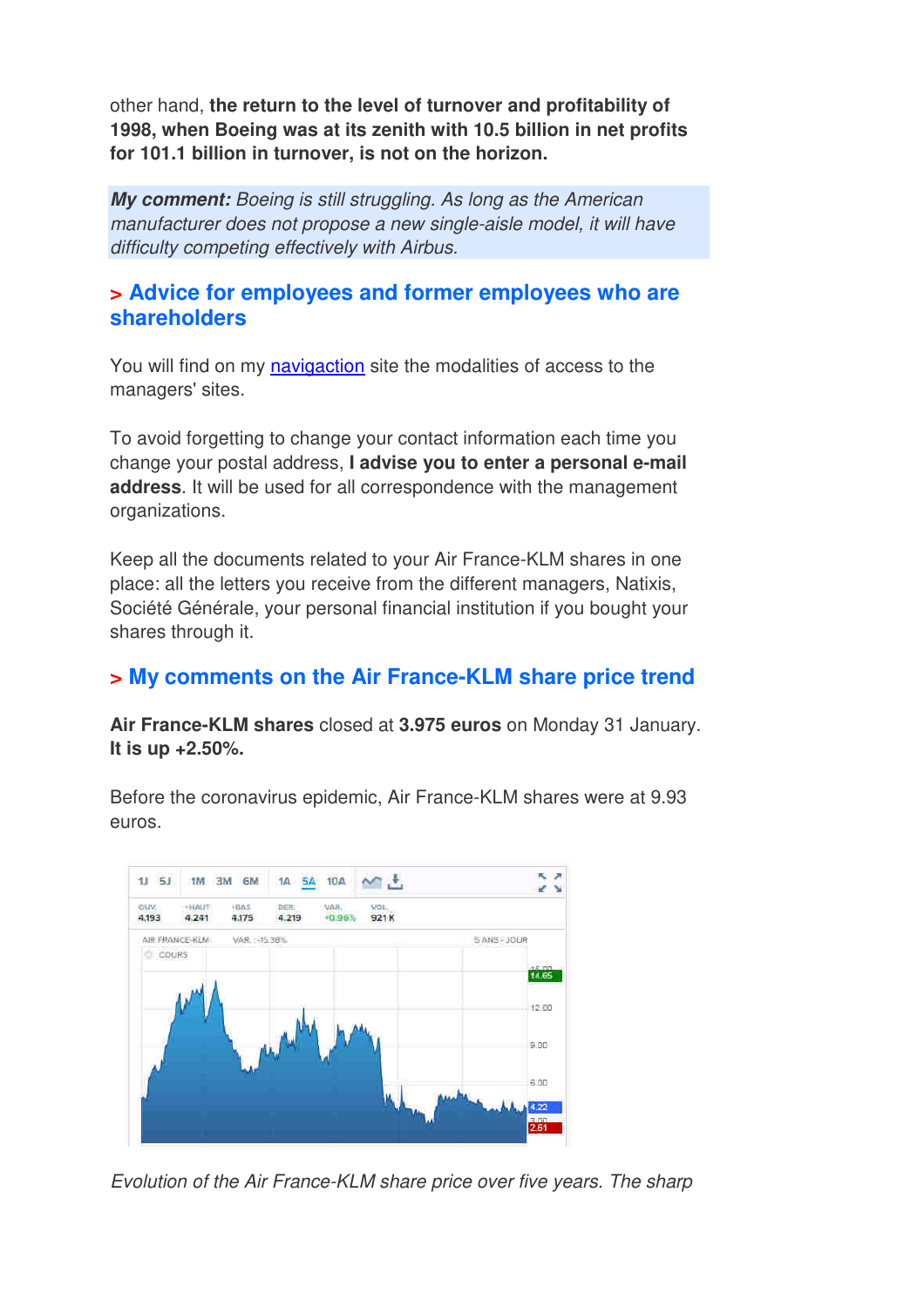other hand, **the return to the level of turnover and profitability of 1998, when Boeing was at its zenith with 10.5 billion in net profits for 101.1 billion in turnover, is not on the horizon.**

***My comment:*** *Boeing is still struggling. As long as the American manufacturer does not propose a new single-aisle model, it will have difficulty competing effectively with Airbus.*

## > Advice for employees and former employees who are shareholders

You will find on my navigaction site the modalities of access to the managers' sites.

To avoid forgetting to change your contact information each time you change your postal address, **I advise you to enter a personal e-mail address**. It will be used for all correspondence with the management organizations.

Keep all the documents related to your Air France-KLM shares in one place: all the letters you receive from the different managers, Natixis, Société Générale, your personal financial institution if you bought your shares through it.

## > My comments on the Air France-KLM share price trend

**Air France-KLM shares** closed at **3.975 euros** on Monday 31 January. **It is up +2.50%.**

Before the coronavirus epidemic, Air France-KLM shares were at 9.93 euros.

*Evolution of the Air France-KLM share price over five years. The sharp*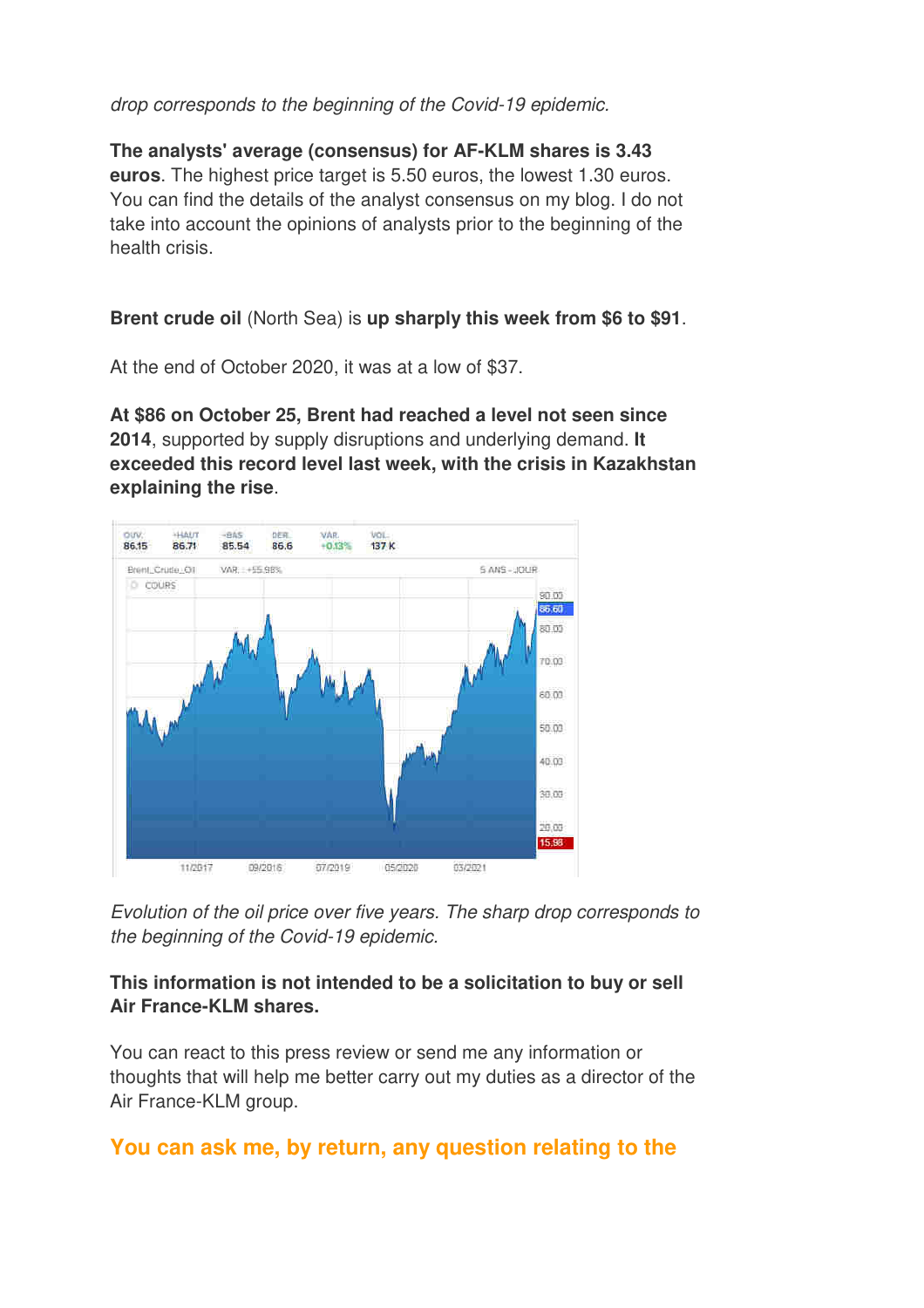*drop corresponds to the beginning of the Covid-19 epidemic.*

**The analysts' average (consensus) for AF-KLM shares is 3.43 euros**. The highest price target is 5.50 euros, the lowest 1.30 euros. You can find the details of the analyst consensus on my blog. I do not take into account the opinions of analysts prior to the beginning of the health crisis.

**Brent crude oil** (North Sea) is **up sharply this week from $6 to $91**.

At the end of October 2020, it was at a low of $37.

**At $86 on October 25, Brent had reached a level not seen since 2014**, supported by supply disruptions and underlying demand. **It exceeded this record level last week, with the crisis in Kazakhstan explaining the rise**.

*Evolution of the oil price over five years. The sharp drop corresponds to the beginning of the Covid-19 epidemic.*

**This information is not intended to be a solicitation to buy or sell Air France-KLM shares.**

You can react to this press review or send me any information or thoughts that will help me better carry out my duties as a director of the Air France-KLM group.

**You can ask me, by return, any question relating to the**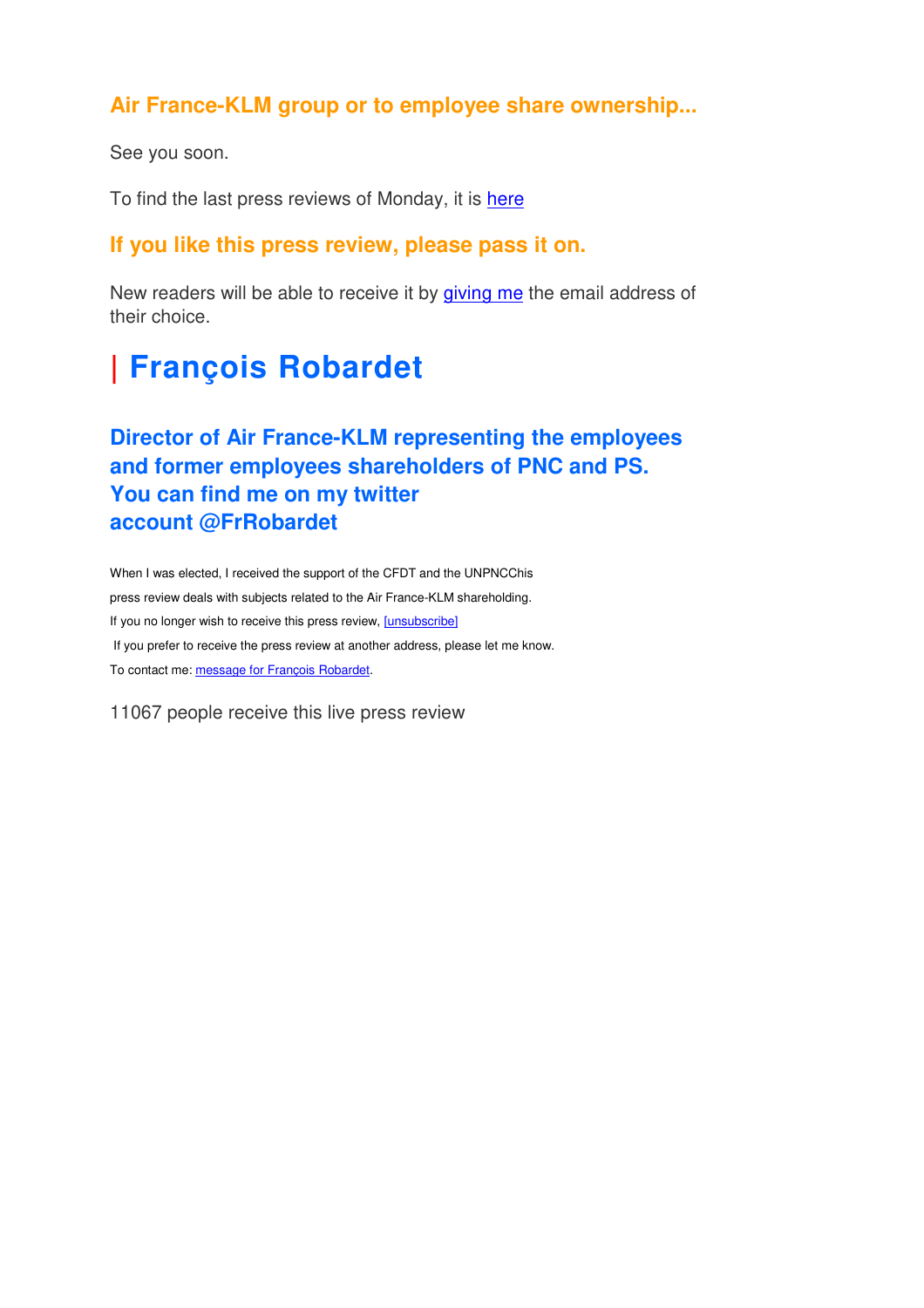### Air France-KLM group or to employee share ownership...

See you soon.

To find the last press reviews of Monday, it is here

### If you like this press review, please pass it on.

New readers will be able to receive it by giving me the email address of their choice.

# | François Robardet

### Director of Air France-KLM representing the employees and former employees shareholders of PNC and PS. You can find me on my twitter account @FrRobardet

When I was elected, I received the support of the CFDT and the UNPNCChis press review deals with subjects related to the Air France-KLM shareholding.

If you no longer wish to receive this press review, [unsubscribe]

If you prefer to receive the press review at another address, please let me know.

To contact me: message for François Robardet.

11067 people receive this live press review